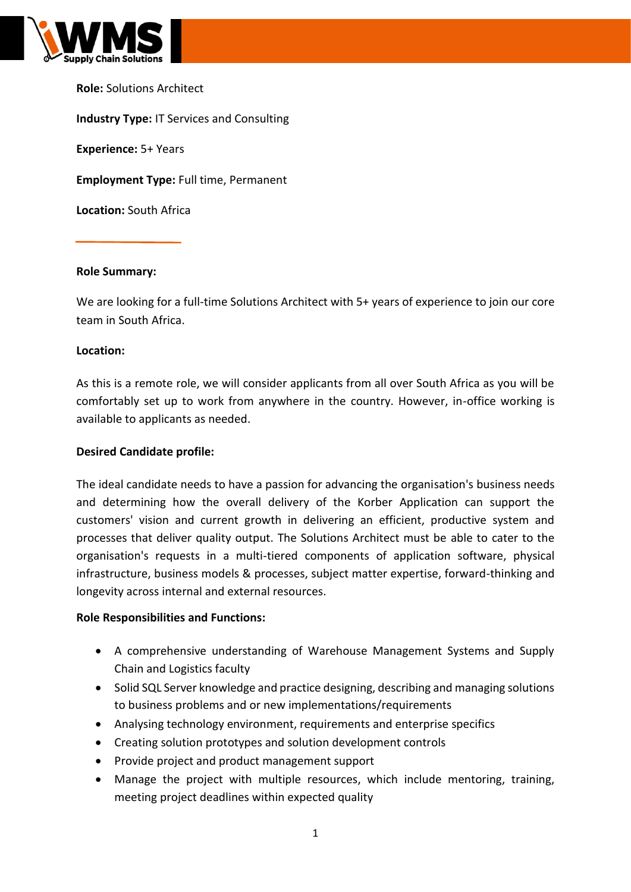**Role:** Solutions Architect

**Industry Type:** IT Services and Consulting

**Experience:** 5+ Years

**Employment Type:** Full time, Permanent

**Location:** South Africa

**Role Summary:**

We are looking for a full-time Solutions Architect with 5+ years of experience to join our core team in South Africa.

**Location:**

As this is a remote role, we will consider applicants from all over South Africa as you will be comfortably set up to work from anywhere in the country. However, in-office working is available to applicants as needed.

**Desired Candidate profile:**

The ideal candidate needs to have a passion for advancing the organisation's business needs and determining how the overall delivery of the Korber Application can support the customers' vision and current growth in delivering an efficient, productive system and processes that deliver quality output. The Solutions Architect must be able to cater to the organisation's requests in a multi-tiered components of application software, physical infrastructure, business models & processes, subject matter expertise, forward-thinking and longevity across internal and external resources.

**Role Responsibilities and Functions:**

- A comprehensive understanding of Warehouse Management Systems and Supply Chain and Logistics faculty
- Solid SQL Server knowledge and practice designing, describing and managing solutions to business problems and or new implementations/requirements
- Analysing technology environment, requirements and enterprise specifics
- Creating solution prototypes and solution development controls
- Provide project and product management support
- Manage the project with multiple resources, which include mentoring, training, meeting project deadlines within expected quality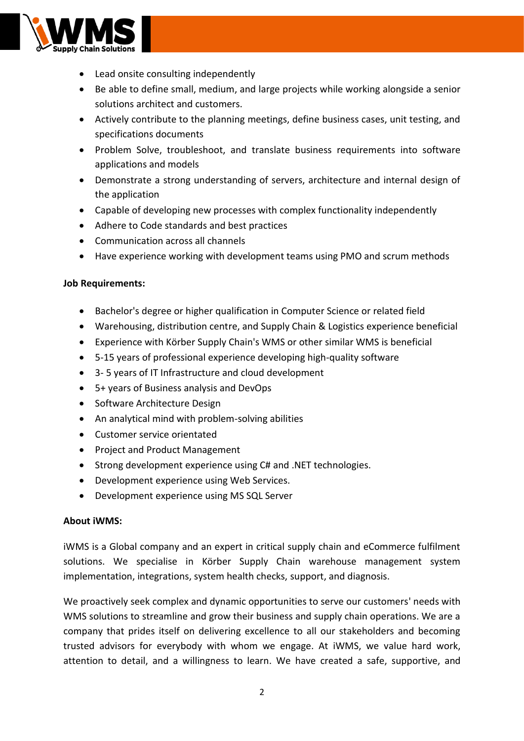- Lead onsite consulting independently
- Be able to define small, medium, and large projects while working alongside a senior solutions architect and customers.
- Actively contribute to the planning meetings, define business cases, unit testing, and specifications documents
- Problem Solve, troubleshoot, and translate business requirements into software applications and models
- Demonstrate a strong understanding of servers, architecture and internal design of the application
- Capable of developing new processes with complex functionality independently
- Adhere to Code standards and best practices
- Communication across all channels
- Have experience working with development teams using PMO and scrum methods

**Job Requirements:**

- Bachelor's degree or higher qualification in Computer Science or related field
- Warehousing, distribution centre, and Supply Chain & Logistics experience beneficial
- Experience with Körber Supply Chain's WMS or other similar WMS is beneficial
- 5-15 years of professional experience developing high-quality software
- 3- 5 years of IT Infrastructure and cloud development
- 5+ years of Business analysis and DevOps
- Software Architecture Design
- An analytical mind with problem-solving abilities
- Customer service orientated
- Project and Product Management
- Strong development experience using C# and .NET technologies.
- Development experience using Web Services.
- Development experience using MS SQL Server

**About iWMS:**

iWMS is a Global company and an expert in critical supply chain and eCommerce fulfilment solutions. We specialise in Körber Supply Chain warehouse management system implementation, integrations, system health checks, support, and diagnosis.

We proactively seek complex and dynamic opportunities to serve our customers' needs with WMS solutions to streamline and grow their business and supply chain operations. We are a company that prides itself on delivering excellence to all our stakeholders and becoming trusted advisors for everybody with whom we engage. At iWMS, we value hard work, attention to detail, and a willingness to learn. We have created a safe, supportive, and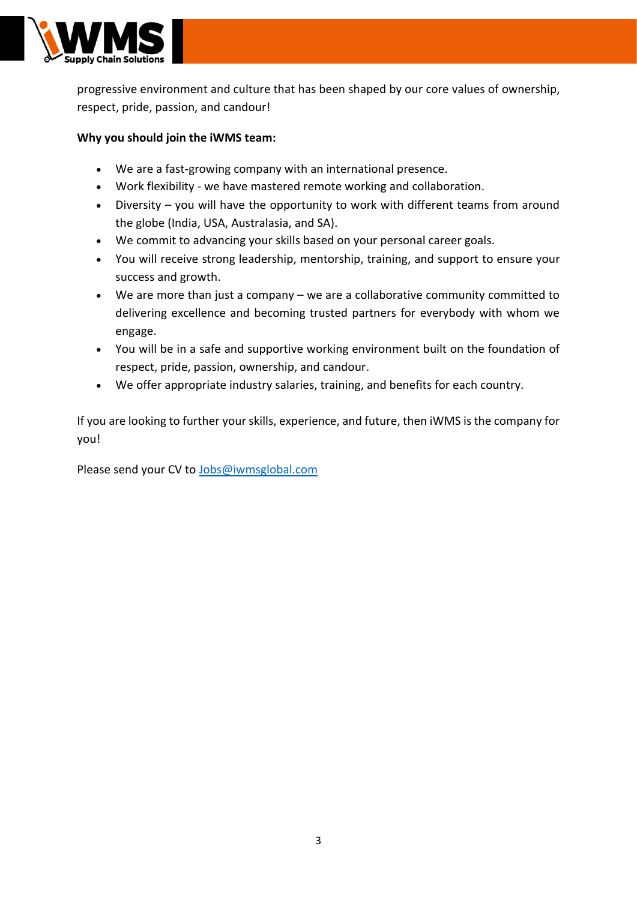progressive environment and culture that has been shaped by our core values of ownership, respect, pride, passion, and candour!

**Why you should join the iWMS team:**

- We are a fast-growing company with an international presence.
- Work flexibility - we have mastered remote working and collaboration.
- Diversity – you will have the opportunity to work with different teams from around the globe (India, USA, Australasia, and SA).
- We commit to advancing your skills based on your personal career goals.
- You will receive strong leadership, mentorship, training, and support to ensure your success and growth.
- We are more than just a company – we are a collaborative community committed to delivering excellence and becoming trusted partners for everybody with whom we engage.
- You will be in a safe and supportive working environment built on the foundation of respect, pride, passion, ownership, and candour.
- We offer appropriate industry salaries, training, and benefits for each country.

If you are looking to further your skills, experience, and future, then iWMS is the company for you!

Please send your CV to Jobs@iwmsglobal.com